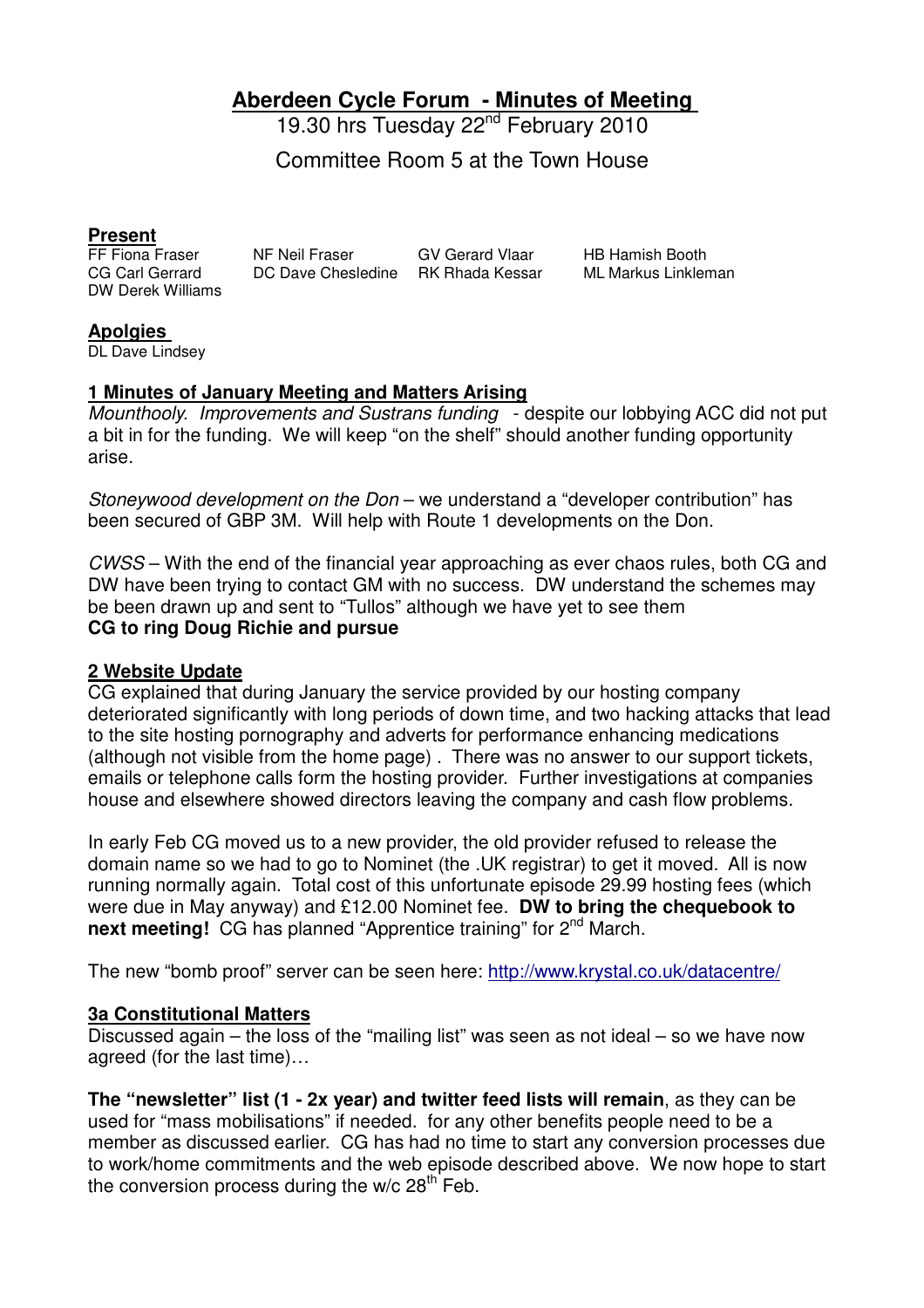# Aberdeen Cycle Forum - Minutes of Meeting

19.30 hrs Tuesday 22nd February 2010

Committee Room 5 at the Town House

## Present

FF Fiona Fraser    NF Neil Fraser    GV Gerard Vlaar    HB Hamish Booth
CG Carl Gerrard    DC Dave Chesledine    RK Rhada Kessar    ML Markus Linkleman
DW Derek Williams

## Apolgies

DL Dave Lindsey

## 1 Minutes of January Meeting and Matters Arising

*Mounthooly. Improvements and Sustrans funding* - despite our lobbying ACC did not put a bit in for the funding. We will keep "on the shelf" should another funding opportunity arise.

*Stoneywood development on the Don* – we understand a "developer contribution" has been secured of GBP 3M. Will help with Route 1 developments on the Don.

*CWSS* – With the end of the financial year approaching as ever chaos rules, both CG and DW have been trying to contact GM with no success. DW understand the schemes may be been drawn up and sent to "Tullos" although we have yet to see them
**CG to ring Doug Richie and pursue**

## 2 Website Update

CG explained that during January the service provided by our hosting company deteriorated significantly with long periods of down time, and two hacking attacks that lead to the site hosting pornography and adverts for performance enhancing medications (although not visible from the home page) . There was no answer to our support tickets, emails or telephone calls form the hosting provider. Further investigations at companies house and elsewhere showed directors leaving the company and cash flow problems.

In early Feb CG moved us to a new provider, the old provider refused to release the domain name so we had to go to Nominet (the .UK registrar) to get it moved. All is now running normally again. Total cost of this unfortunate episode 29.99 hosting fees (which were due in May anyway) and £12.00 Nominet fee. **DW to bring the chequebook to next meeting!** CG has planned "Apprentice training" for 2nd March.

The new "bomb proof" server can be seen here: http://www.krystal.co.uk/datacentre/

## 3a Constitutional Matters

Discussed again – the loss of the "mailing list" was seen as not ideal – so we have now agreed (for the last time)…

**The "newsletter" list (1 - 2x year) and twitter feed lists will remain**, as they can be used for "mass mobilisations" if needed. for any other benefits people need to be a member as discussed earlier. CG has had no time to start any conversion processes due to work/home commitments and the web episode described above. We now hope to start the conversion process during the w/c 28th Feb.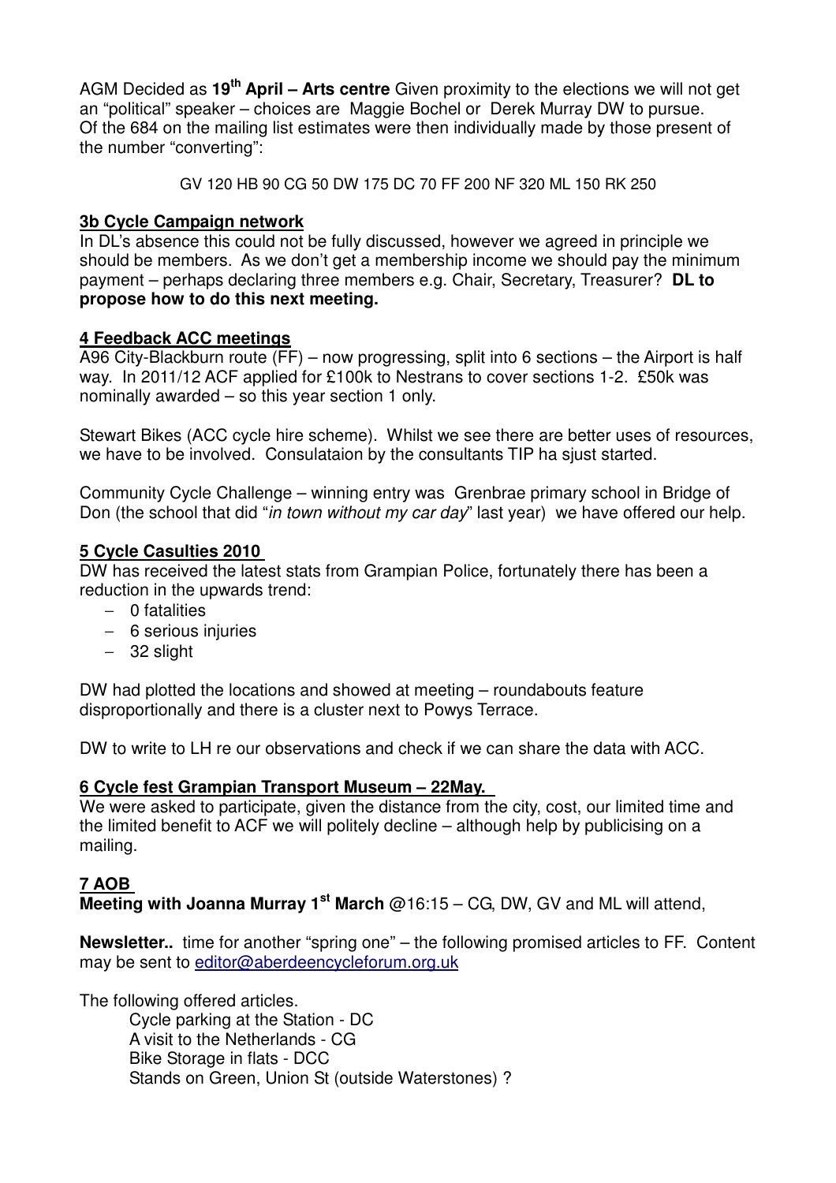AGM Decided as **19th April – Arts centre** Given proximity to the elections we will not get an "political" speaker – choices are Maggie Bochel or Derek Murray DW to pursue. Of the 684 on the mailing list estimates were then individually made by those present of the number "converting":

GV 120 HB 90 CG 50 DW 175 DC 70 FF 200 NF 320 ML 150 RK 250

**3b Cycle Campaign network**

In DL's absence this could not be fully discussed, however we agreed in principle we should be members. As we don't get a membership income we should pay the minimum payment – perhaps declaring three members e.g. Chair, Secretary, Treasurer? **DL to propose how to do this next meeting.**

**4 Feedback ACC meetings**

A96 City-Blackburn route (FF) – now progressing, split into 6 sections – the Airport is half way. In 2011/12 ACF applied for £100k to Nestrans to cover sections 1-2. £50k was nominally awarded – so this year section 1 only.

Stewart Bikes (ACC cycle hire scheme). Whilst we see there are better uses of resources, we have to be involved. Consulataion by the consultants TIP ha sjust started.

Community Cycle Challenge – winning entry was Grenbrae primary school in Bridge of Don (the school that did "*in town without my car day*" last year) we have offered our help.

**5 Cycle Casulties 2010**

DW has received the latest stats from Grampian Police, fortunately there has been a reduction in the upwards trend:

- 0 fatalities
- 6 serious injuries
- 32 slight

DW had plotted the locations and showed at meeting – roundabouts feature disproportionally and there is a cluster next to Powys Terrace.

DW to write to LH re our observations and check if we can share the data with ACC.

**6 Cycle fest Grampian Transport Museum – 22May.**

We were asked to participate, given the distance from the city, cost, our limited time and the limited benefit to ACF we will politely decline – although help by publicising on a mailing.

**7 AOB**

**Meeting with Joanna Murray 1st March** @16:15 – CG, DW, GV and ML will attend,

**Newsletter..** time for another "spring one" – the following promised articles to FF. Content may be sent to editor@aberdeencycleforum.org.uk

The following offered articles.

Cycle parking at the Station - DC
A visit to the Netherlands - CG
Bike Storage in flats - DCC
Stands on Green, Union St (outside Waterstones) ?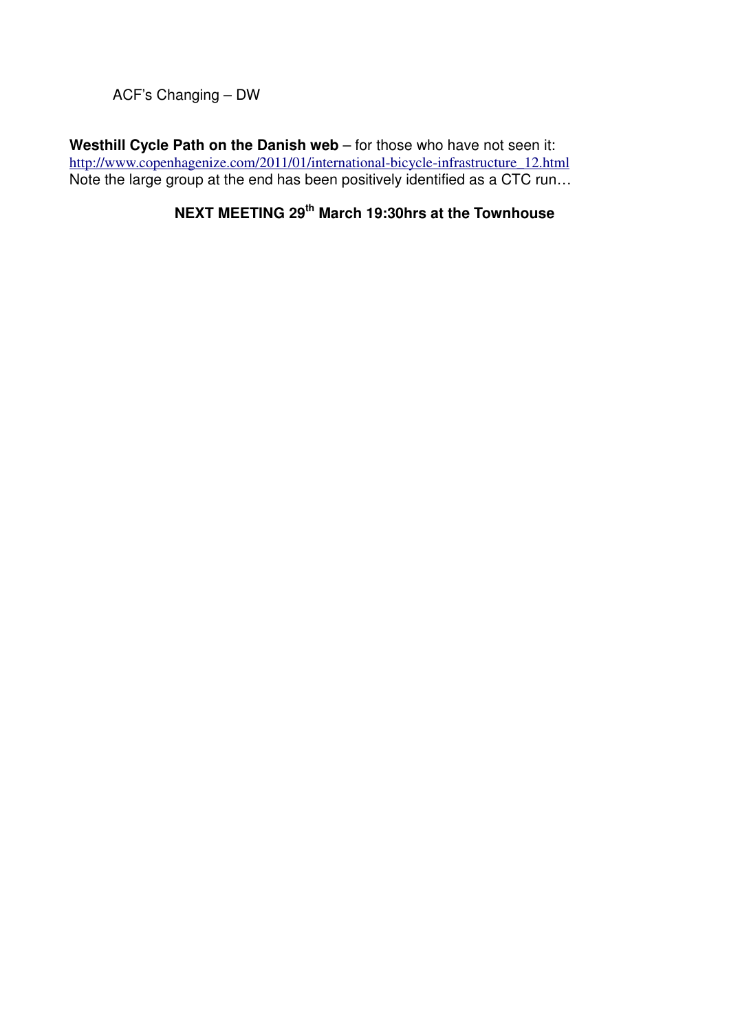ACF's Changing – DW

**Westhill Cycle Path on the Danish web** – for those who have not seen it:
http://www.copenhagenize.com/2011/01/international-bicycle-infrastructure_12.html
Note the large group at the end has been positively identified as a CTC run…

**NEXT MEETING 29th March 19:30hrs at the Townhouse**